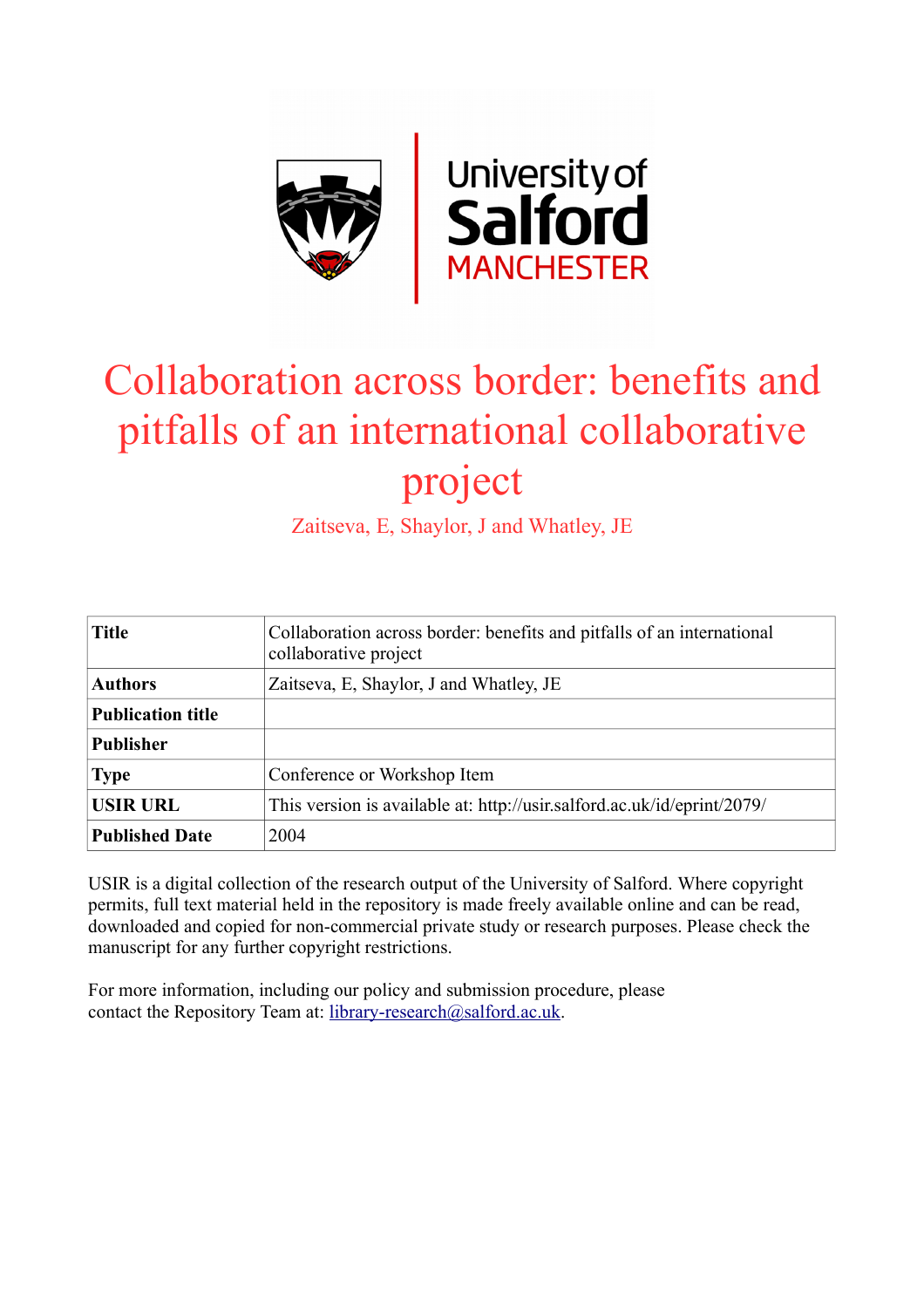# Collaboration across border: benefits and pitfalls of an international collaborative project

Zaitseva, E, Shaylor, J and Whatley, JE

| | |
|---|---|
| **Title** | Collaboration across border: benefits and pitfalls of an international collaborative project |
| **Authors** | Zaitseva, E, Shaylor, J and Whatley, JE |
| **Publication title** | |
| **Publisher** | |
| **Type** | Conference or Workshop Item |
| **USIR URL** | This version is available at: http://usir.salford.ac.uk/id/eprint/2079/ |
| **Published Date** | 2004 |

USIR is a digital collection of the research output of the University of Salford. Where copyright permits, full text material held in the repository is made freely available online and can be read, downloaded and copied for non-commercial private study or research purposes. Please check the manuscript for any further copyright restrictions.

For more information, including our policy and submission procedure, please contact the Repository Team at: library-research@salford.ac.uk.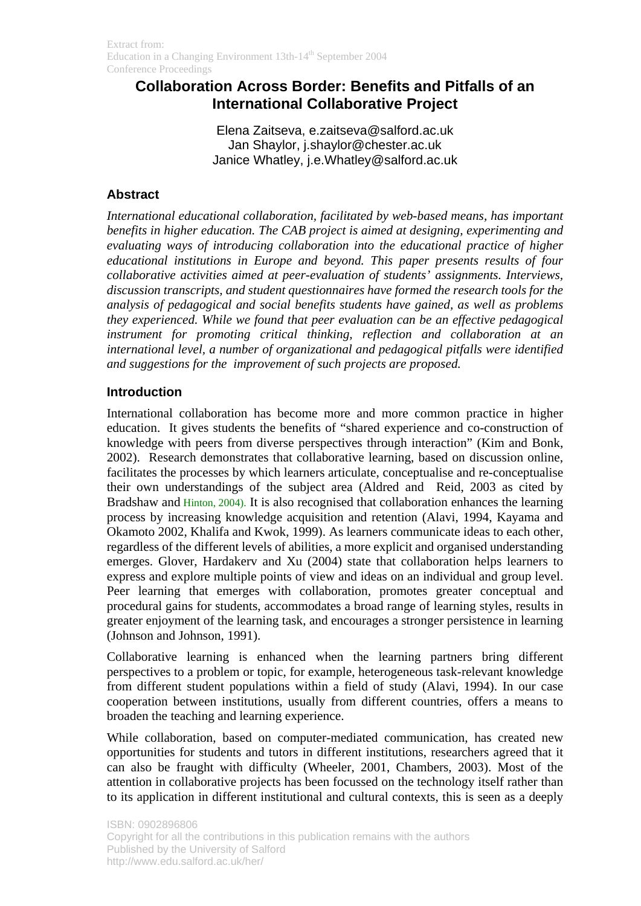# Collaboration Across Border: Benefits and Pitfalls of an International Collaborative Project

Elena Zaitseva, e.zaitseva@salford.ac.uk
Jan Shaylor, j.shaylor@chester.ac.uk
Janice Whatley, j.e.Whatley@salford.ac.uk

## Abstract

*International educational collaboration, facilitated by web-based means, has important benefits in higher education. The CAB project is aimed at designing, experimenting and evaluating ways of introducing collaboration into the educational practice of higher educational institutions in Europe and beyond. This paper presents results of four collaborative activities aimed at peer-evaluation of students' assignments. Interviews, discussion transcripts, and student questionnaires have formed the research tools for the analysis of pedagogical and social benefits students have gained, as well as problems they experienced. While we found that peer evaluation can be an effective pedagogical instrument for promoting critical thinking, reflection and collaboration at an international level, a number of organizational and pedagogical pitfalls were identified and suggestions for the improvement of such projects are proposed.*

## Introduction

International collaboration has become more and more common practice in higher education. It gives students the benefits of "shared experience and co-construction of knowledge with peers from diverse perspectives through interaction" (Kim and Bonk, 2002). Research demonstrates that collaborative learning, based on discussion online, facilitates the processes by which learners articulate, conceptualise and re-conceptualise their own understandings of the subject area (Aldred and Reid, 2003 as cited by Bradshaw and Hinton, 2004). It is also recognised that collaboration enhances the learning process by increasing knowledge acquisition and retention (Alavi, 1994, Kayama and Okamoto 2002, Khalifa and Kwok, 1999). As learners communicate ideas to each other, regardless of the different levels of abilities, a more explicit and organised understanding emerges. Glover, Hardakerv and Xu (2004) state that collaboration helps learners to express and explore multiple points of view and ideas on an individual and group level. Peer learning that emerges with collaboration, promotes greater conceptual and procedural gains for students, accommodates a broad range of learning styles, results in greater enjoyment of the learning task, and encourages a stronger persistence in learning (Johnson and Johnson, 1991).

Collaborative learning is enhanced when the learning partners bring different perspectives to a problem or topic, for example, heterogeneous task-relevant knowledge from different student populations within a field of study (Alavi, 1994). In our case cooperation between institutions, usually from different countries, offers a means to broaden the teaching and learning experience.

While collaboration, based on computer-mediated communication, has created new opportunities for students and tutors in different institutions, researchers agreed that it can also be fraught with difficulty (Wheeler, 2001, Chambers, 2003). Most of the attention in collaborative projects has been focussed on the technology itself rather than to its application in different institutional and cultural contexts, this is seen as a deeply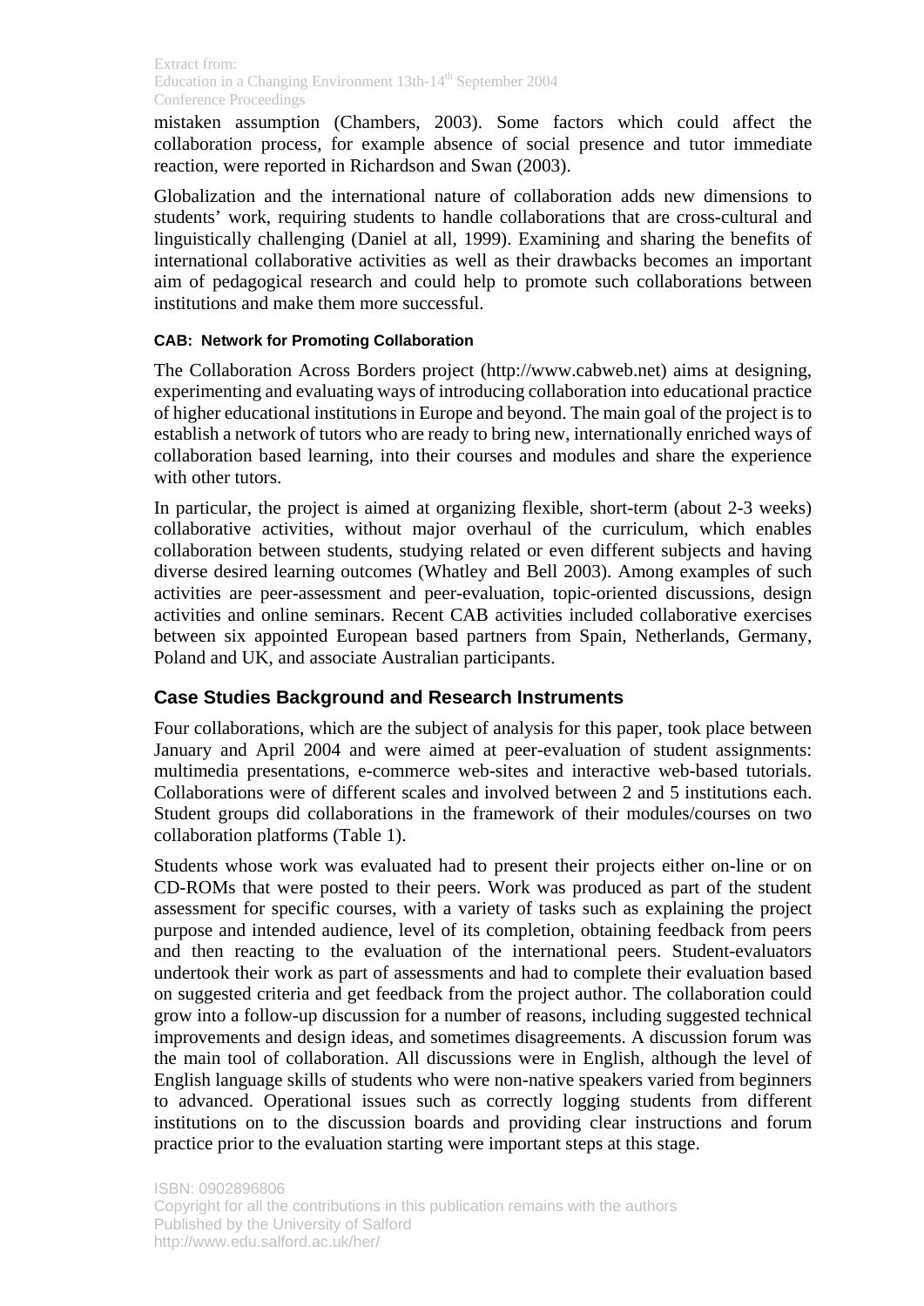mistaken assumption (Chambers, 2003). Some factors which could affect the collaboration process, for example absence of social presence and tutor immediate reaction, were reported in Richardson and Swan (2003).

Globalization and the international nature of collaboration adds new dimensions to students' work, requiring students to handle collaborations that are cross-cultural and linguistically challenging (Daniel at all, 1999). Examining and sharing the benefits of international collaborative activities as well as their drawbacks becomes an important aim of pedagogical research and could help to promote such collaborations between institutions and make them more successful.

### CAB: Network for Promoting Collaboration

The Collaboration Across Borders project (http://www.cabweb.net) aims at designing, experimenting and evaluating ways of introducing collaboration into educational practice of higher educational institutions in Europe and beyond. The main goal of the project is to establish a network of tutors who are ready to bring new, internationally enriched ways of collaboration based learning, into their courses and modules and share the experience with other tutors.

In particular, the project is aimed at organizing flexible, short-term (about 2-3 weeks) collaborative activities, without major overhaul of the curriculum, which enables collaboration between students, studying related or even different subjects and having diverse desired learning outcomes (Whatley and Bell 2003). Among examples of such activities are peer-assessment and peer-evaluation, topic-oriented discussions, design activities and online seminars. Recent CAB activities included collaborative exercises between six appointed European based partners from Spain, Netherlands, Germany, Poland and UK, and associate Australian participants.

## Case Studies Background and Research Instruments

Four collaborations, which are the subject of analysis for this paper, took place between January and April 2004 and were aimed at peer-evaluation of student assignments: multimedia presentations, e-commerce web-sites and interactive web-based tutorials. Collaborations were of different scales and involved between 2 and 5 institutions each. Student groups did collaborations in the framework of their modules/courses on two collaboration platforms (Table 1).

Students whose work was evaluated had to present their projects either on-line or on CD-ROMs that were posted to their peers. Work was produced as part of the student assessment for specific courses, with a variety of tasks such as explaining the project purpose and intended audience, level of its completion, obtaining feedback from peers and then reacting to the evaluation of the international peers. Student-evaluators undertook their work as part of assessments and had to complete their evaluation based on suggested criteria and get feedback from the project author. The collaboration could grow into a follow-up discussion for a number of reasons, including suggested technical improvements and design ideas, and sometimes disagreements. A discussion forum was the main tool of collaboration. All discussions were in English, although the level of English language skills of students who were non-native speakers varied from beginners to advanced. Operational issues such as correctly logging students from different institutions on to the discussion boards and providing clear instructions and forum practice prior to the evaluation starting were important steps at this stage.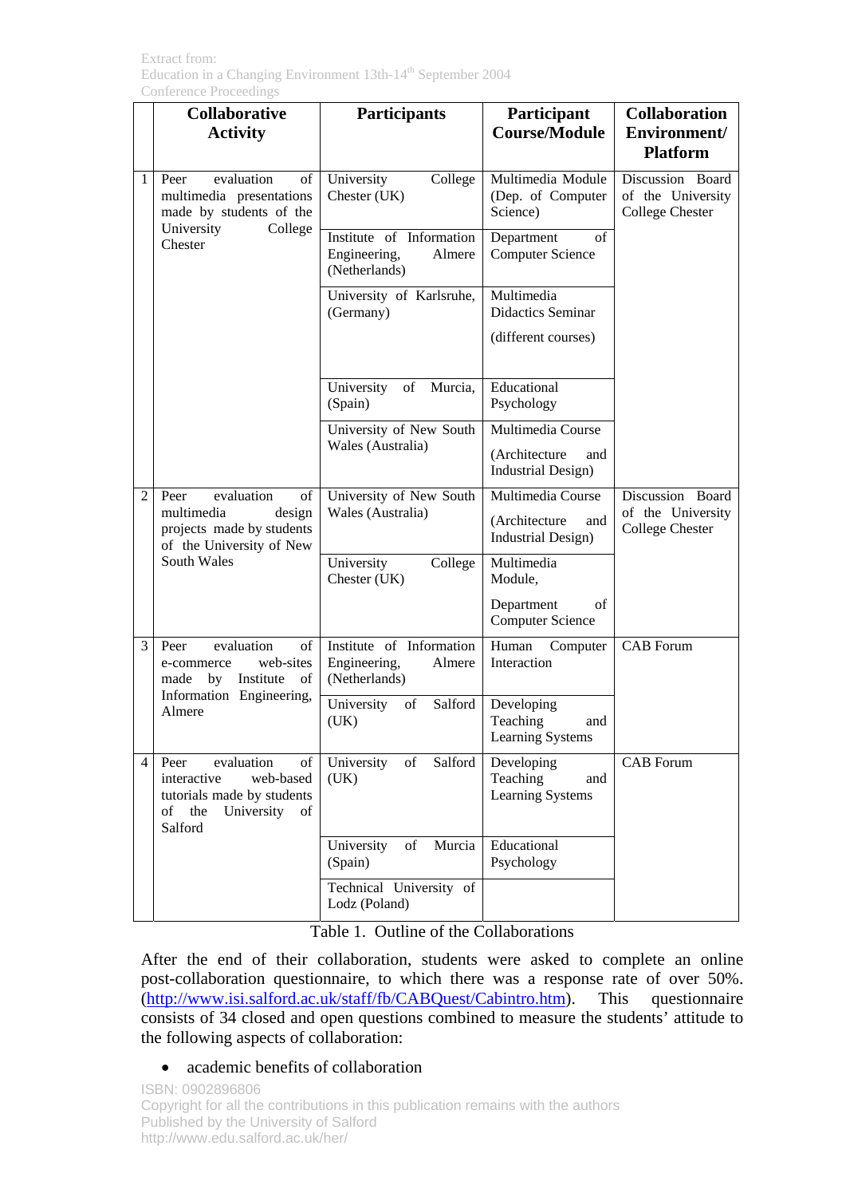| | Collaborative Activity | Participants | Participant Course/Module | Collaboration Environment/ Platform |
|---|---|---|---|---|
| 1 | Peer evaluation of multimedia presentations made by students of the University College Chester | University College Chester (UK) | Multimedia Module (Dep. of Computer Science) | Discussion Board of the University College Chester |
| | | Institute of Information Engineering, Almere (Netherlands) | Department of Computer Science | |
| | | University of Karlsruhe, (Germany) | Multimedia Didactics Seminar (different courses) | |
| | | University of Murcia, (Spain) | Educational Psychology | |
| | | University of New South Wales (Australia) | Multimedia Course (Architecture and Industrial Design) | |
| 2 | Peer evaluation of multimedia design projects made by students of the University of New South Wales | University of New South Wales (Australia) | Multimedia Course (Architecture and Industrial Design) | Discussion Board of the University College Chester |
| | | University College Chester (UK) | Multimedia Module, Department of Computer Science | |
| 3 | Peer evaluation of e-commerce web-sites made by Institute of Information Engineering, Almere | Institute of Information Engineering, Almere (Netherlands) | Human Computer Interaction | CAB Forum |
| | | University of Salford (UK) | Developing Teaching and Learning Systems | |
| 4 | Peer evaluation of interactive web-based tutorials made by students of the University of Salford | University of Salford (UK) | Developing Teaching and Learning Systems | CAB Forum |
| | | University of Murcia (Spain) | Educational Psychology | |
| | | Technical University of Lodz (Poland) | | |

Table 1. Outline of the Collaborations

After the end of their collaboration, students were asked to complete an online post-collaboration questionnaire, to which there was a response rate of over 50%. (http://www.isi.salford.ac.uk/staff/fb/CABQuest/Cabintro.htm). This questionnaire consists of 34 closed and open questions combined to measure the students' attitude to the following aspects of collaboration:

- academic benefits of collaboration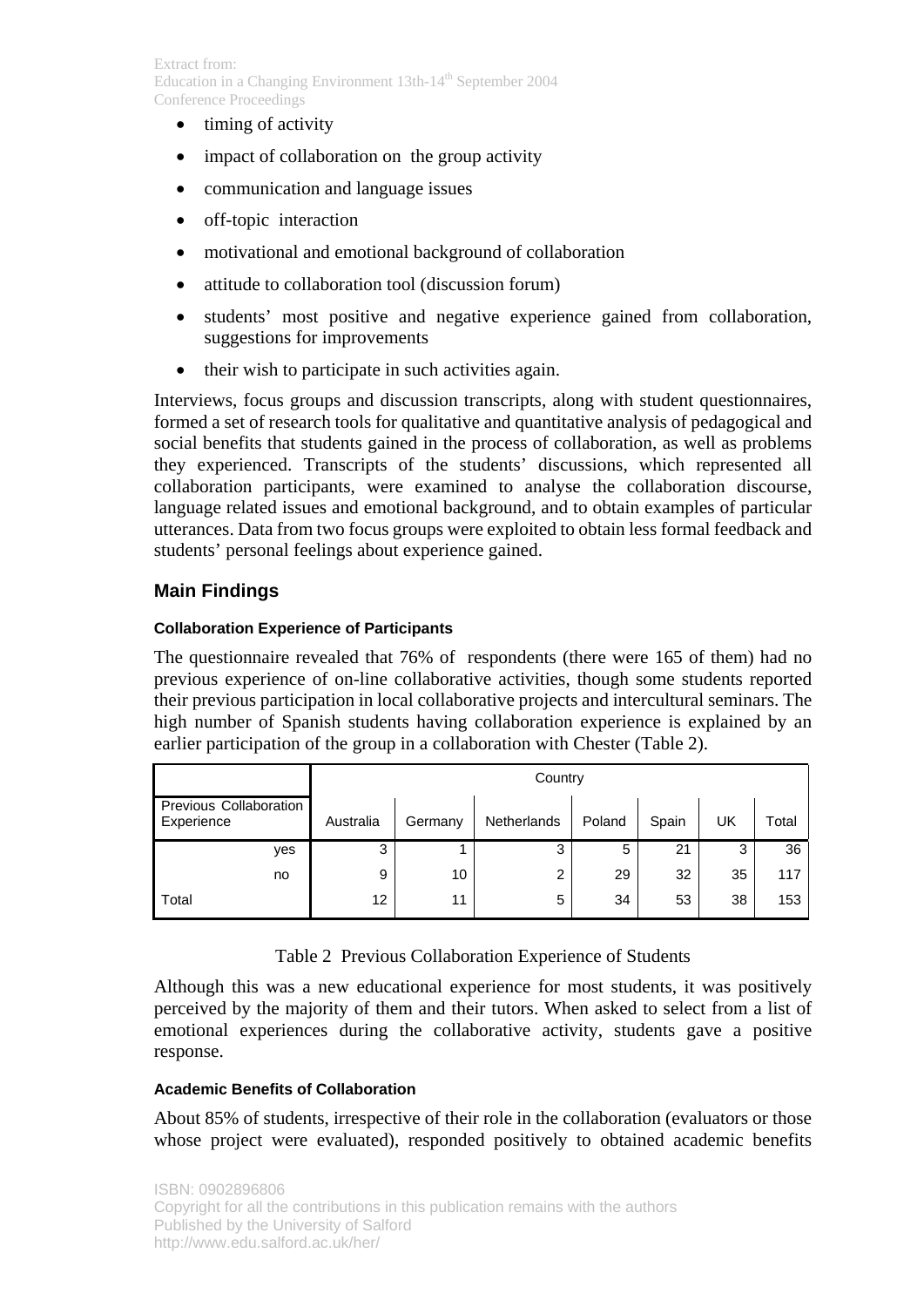- timing of activity
- impact of collaboration on the group activity
- communication and language issues
- off-topic interaction
- motivational and emotional background of collaboration
- attitude to collaboration tool (discussion forum)
- students' most positive and negative experience gained from collaboration, suggestions for improvements
- their wish to participate in such activities again.

Interviews, focus groups and discussion transcripts, along with student questionnaires, formed a set of research tools for qualitative and quantitative analysis of pedagogical and social benefits that students gained in the process of collaboration, as well as problems they experienced. Transcripts of the students' discussions, which represented all collaboration participants, were examined to analyse the collaboration discourse, language related issues and emotional background, and to obtain examples of particular utterances. Data from two focus groups were exploited to obtain less formal feedback and students' personal feelings about experience gained.

## Main Findings

### Collaboration Experience of Participants

The questionnaire revealed that 76% of respondents (there were 165 of them) had no previous experience of on-line collaborative activities, though some students reported their previous participation in local collaborative projects and intercultural seminars. The high number of Spanish students having collaboration experience is explained by an earlier participation of the group in a collaboration with Chester (Table 2).

| | Country | | | | | | |
|---|---|---|---|---|---|---|---|
| Previous Collaboration Experience | Australia | Germany | Netherlands | Poland | Spain | UK | Total |
| yes | 3 | 1 | 3 | 5 | 21 | 3 | 36 |
| no | 9 | 10 | 2 | 29 | 32 | 35 | 117 |
| Total | 12 | 11 | 5 | 34 | 53 | 38 | 153 |

Table 2 Previous Collaboration Experience of Students

Although this was a new educational experience for most students, it was positively perceived by the majority of them and their tutors. When asked to select from a list of emotional experiences during the collaborative activity, students gave a positive response.

### Academic Benefits of Collaboration

About 85% of students, irrespective of their role in the collaboration (evaluators or those whose project were evaluated), responded positively to obtained academic benefits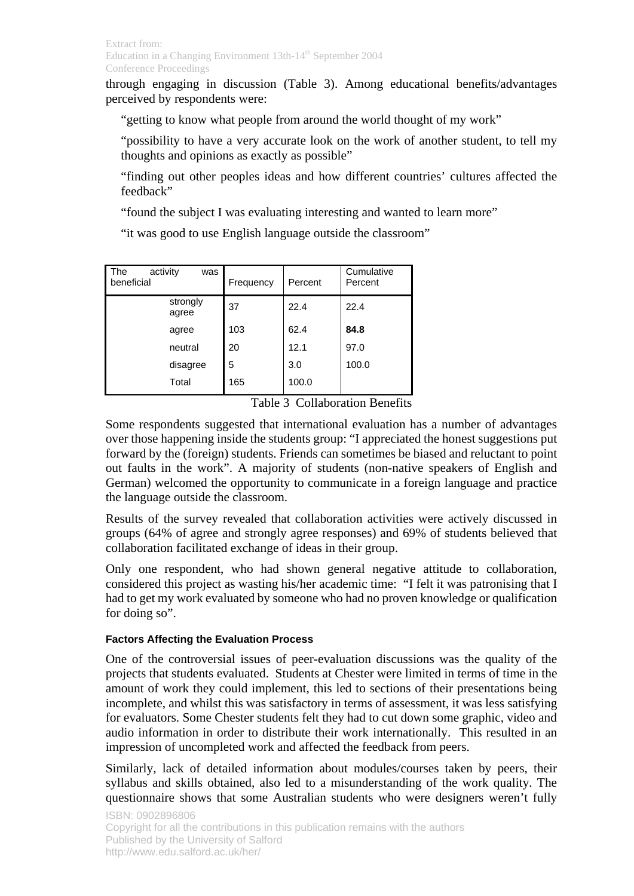through engaging in discussion (Table 3). Among educational benefits/advantages perceived by respondents were:

"getting to know what people from around the world thought of my work"

"possibility to have a very accurate look on the work of another student, to tell my thoughts and opinions as exactly as possible"

"finding out other peoples ideas and how different countries' cultures affected the feedback"

"found the subject I was evaluating interesting and wanted to learn more"

"it was good to use English language outside the classroom"

| The activity was beneficial | Frequency | Percent | Cumulative Percent |
|---|---|---|---|
| strongly agree | 37 | 22.4 | 22.4 |
| agree | 103 | 62.4 | **84.8** |
| neutral | 20 | 12.1 | 97.0 |
| disagree | 5 | 3.0 | 100.0 |
| Total | 165 | 100.0 | |

Table 3 Collaboration Benefits

Some respondents suggested that international evaluation has a number of advantages over those happening inside the students group: "I appreciated the honest suggestions put forward by the (foreign) students. Friends can sometimes be biased and reluctant to point out faults in the work". A majority of students (non-native speakers of English and German) welcomed the opportunity to communicate in a foreign language and practice the language outside the classroom.

Results of the survey revealed that collaboration activities were actively discussed in groups (64% of agree and strongly agree responses) and 69% of students believed that collaboration facilitated exchange of ideas in their group.

Only one respondent, who had shown general negative attitude to collaboration, considered this project as wasting his/her academic time: "I felt it was patronising that I had to get my work evaluated by someone who had no proven knowledge or qualification for doing so".

#### Factors Affecting the Evaluation Process

One of the controversial issues of peer-evaluation discussions was the quality of the projects that students evaluated. Students at Chester were limited in terms of time in the amount of work they could implement, this led to sections of their presentations being incomplete, and whilst this was satisfactory in terms of assessment, it was less satisfying for evaluators. Some Chester students felt they had to cut down some graphic, video and audio information in order to distribute their work internationally. This resulted in an impression of uncompleted work and affected the feedback from peers.

Similarly, lack of detailed information about modules/courses taken by peers, their syllabus and skills obtained, also led to a misunderstanding of the work quality. The questionnaire shows that some Australian students who were designers weren't fully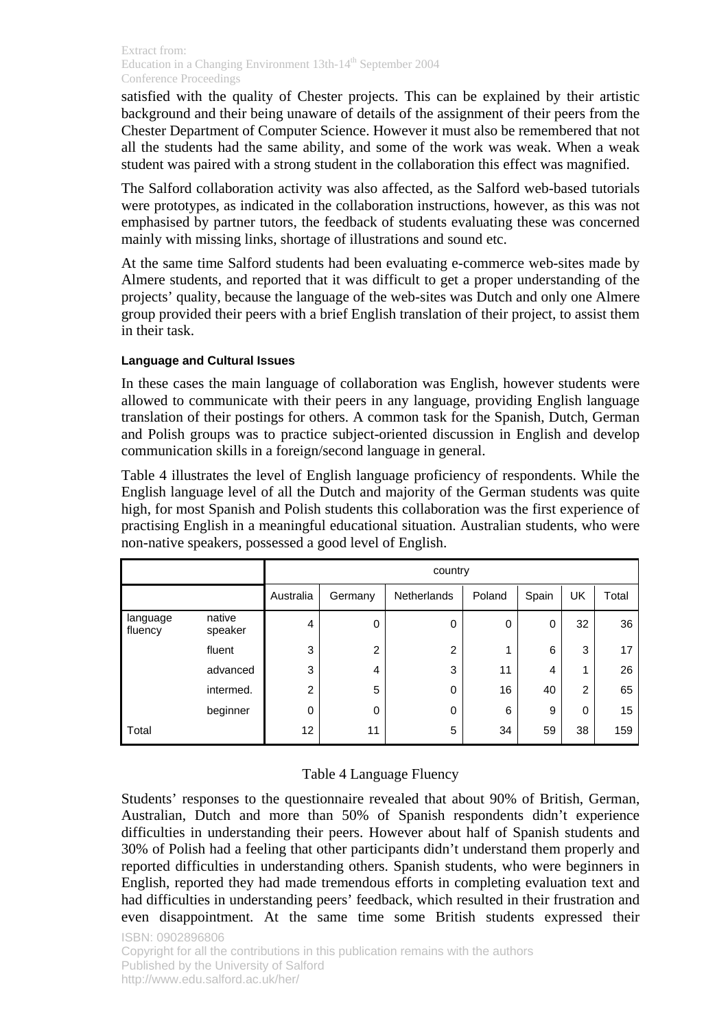satisfied with the quality of Chester projects. This can be explained by their artistic background and their being unaware of details of the assignment of their peers from the Chester Department of Computer Science. However it must also be remembered that not all the students had the same ability, and some of the work was weak. When a weak student was paired with a strong student in the collaboration this effect was magnified.

The Salford collaboration activity was also affected, as the Salford web-based tutorials were prototypes, as indicated in the collaboration instructions, however, as this was not emphasised by partner tutors, the feedback of students evaluating these was concerned mainly with missing links, shortage of illustrations and sound etc.

At the same time Salford students had been evaluating e-commerce web-sites made by Almere students, and reported that it was difficult to get a proper understanding of the projects' quality, because the language of the web-sites was Dutch and only one Almere group provided their peers with a brief English translation of their project, to assist them in their task.

#### Language and Cultural Issues

In these cases the main language of collaboration was English, however students were allowed to communicate with their peers in any language, providing English language translation of their postings for others. A common task for the Spanish, Dutch, German and Polish groups was to practice subject-oriented discussion in English and develop communication skills in a foreign/second language in general.

Table 4 illustrates the level of English language proficiency of respondents. While the English language level of all the Dutch and majority of the German students was quite high, for most Spanish and Polish students this collaboration was the first experience of practising English in a meaningful educational situation. Australian students, who were non-native speakers, possessed a good level of English.

| | | country | | | | | | |
|---|---|---|---|---|---|---|---|---|
| | | Australia | Germany | Netherlands | Poland | Spain | UK | Total |
| language fluency | native speaker | 4 | 0 | 0 | 0 | 0 | 32 | 36 |
| | fluent | 3 | 2 | 2 | 1 | 6 | 3 | 17 |
| | advanced | 3 | 4 | 3 | 11 | 4 | 1 | 26 |
| | intermed. | 2 | 5 | 0 | 16 | 40 | 2 | 65 |
| | beginner | 0 | 0 | 0 | 6 | 9 | 0 | 15 |
| Total | | 12 | 11 | 5 | 34 | 59 | 38 | 159 |

Table 4 Language Fluency

Students' responses to the questionnaire revealed that about 90% of British, German, Australian, Dutch and more than 50% of Spanish respondents didn't experience difficulties in understanding their peers. However about half of Spanish students and 30% of Polish had a feeling that other participants didn't understand them properly and reported difficulties in understanding others. Spanish students, who were beginners in English, reported they had made tremendous efforts in completing evaluation text and had difficulties in understanding peers' feedback, which resulted in their frustration and even disappointment. At the same time some British students expressed their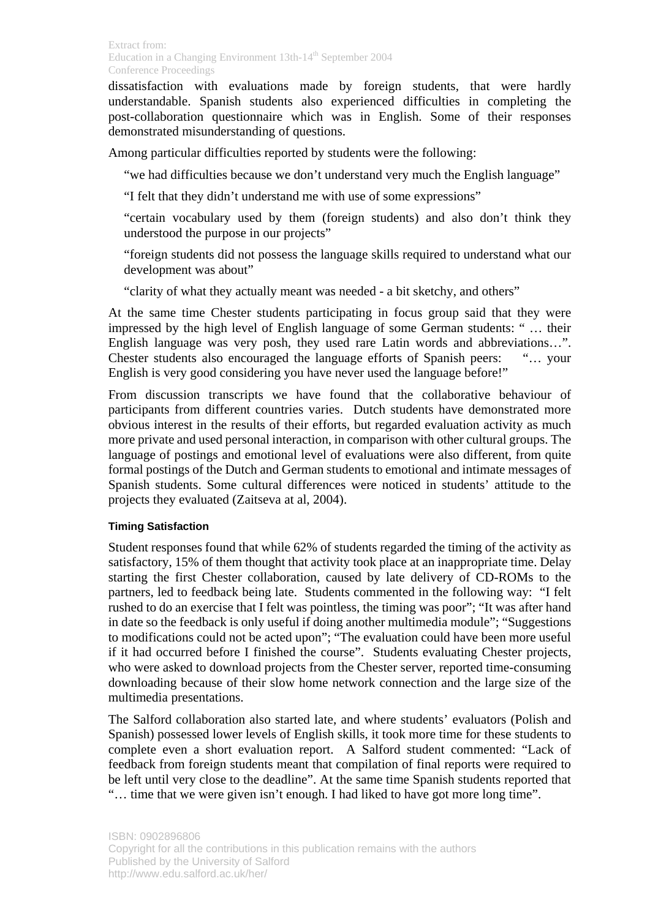dissatisfaction with evaluations made by foreign students, that were hardly understandable. Spanish students also experienced difficulties in completing the post-collaboration questionnaire which was in English. Some of their responses demonstrated misunderstanding of questions.

Among particular difficulties reported by students were the following:

> "we had difficulties because we don't understand very much the English language"
>
> "I felt that they didn't understand me with use of some expressions"
>
> "certain vocabulary used by them (foreign students) and also don't think they understood the purpose in our projects"
>
> "foreign students did not possess the language skills required to understand what our development was about"
>
> "clarity of what they actually meant was needed - a bit sketchy, and others"

At the same time Chester students participating in focus group said that they were impressed by the high level of English language of some German students: " … their English language was very posh, they used rare Latin words and abbreviations…". Chester students also encouraged the language efforts of Spanish peers: "… your English is very good considering you have never used the language before!"

From discussion transcripts we have found that the collaborative behaviour of participants from different countries varies. Dutch students have demonstrated more obvious interest in the results of their efforts, but regarded evaluation activity as much more private and used personal interaction, in comparison with other cultural groups. The language of postings and emotional level of evaluations were also different, from quite formal postings of the Dutch and German students to emotional and intimate messages of Spanish students. Some cultural differences were noticed in students' attitude to the projects they evaluated (Zaitseva at al, 2004).

#### Timing Satisfaction

Student responses found that while 62% of students regarded the timing of the activity as satisfactory, 15% of them thought that activity took place at an inappropriate time. Delay starting the first Chester collaboration, caused by late delivery of CD-ROMs to the partners, led to feedback being late. Students commented in the following way: "I felt rushed to do an exercise that I felt was pointless, the timing was poor"; "It was after hand in date so the feedback is only useful if doing another multimedia module"; "Suggestions to modifications could not be acted upon"; "The evaluation could have been more useful if it had occurred before I finished the course". Students evaluating Chester projects, who were asked to download projects from the Chester server, reported time-consuming downloading because of their slow home network connection and the large size of the multimedia presentations.

The Salford collaboration also started late, and where students' evaluators (Polish and Spanish) possessed lower levels of English skills, it took more time for these students to complete even a short evaluation report. A Salford student commented: "Lack of feedback from foreign students meant that compilation of final reports were required to be left until very close to the deadline". At the same time Spanish students reported that "… time that we were given isn't enough. I had liked to have got more long time".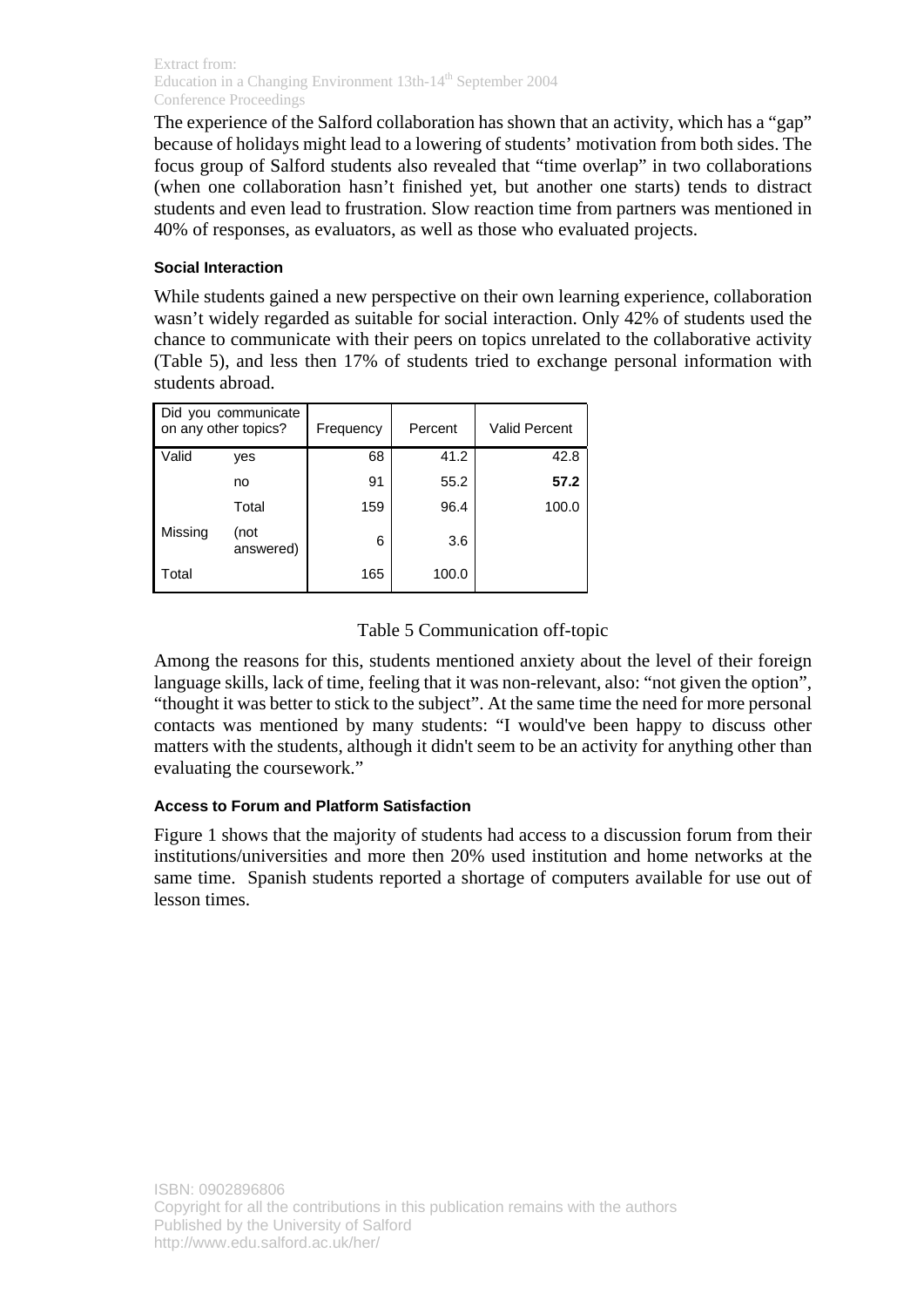The experience of the Salford collaboration has shown that an activity, which has a "gap" because of holidays might lead to a lowering of students' motivation from both sides. The focus group of Salford students also revealed that "time overlap" in two collaborations (when one collaboration hasn't finished yet, but another one starts) tends to distract students and even lead to frustration. Slow reaction time from partners was mentioned in 40% of responses, as evaluators, as well as those who evaluated projects.

#### Social Interaction

While students gained a new perspective on their own learning experience, collaboration wasn't widely regarded as suitable for social interaction. Only 42% of students used the chance to communicate with their peers on topics unrelated to the collaborative activity (Table 5), and less then 17% of students tried to exchange personal information with students abroad.

| Did you communicate on any other topics? | | Frequency | Percent | Valid Percent |
|---|---|---|---|---|
| Valid | yes | 68 | 41.2 | 42.8 |
| | no | 91 | 55.2 | **57.2** |
| | Total | 159 | 96.4 | 100.0 |
| Missing | (not answered) | 6 | 3.6 | |
| Total | | 165 | 100.0 | |

Table 5 Communication off-topic

Among the reasons for this, students mentioned anxiety about the level of their foreign language skills, lack of time, feeling that it was non-relevant, also: "not given the option", "thought it was better to stick to the subject". At the same time the need for more personal contacts was mentioned by many students: "I would've been happy to discuss other matters with the students, although it didn't seem to be an activity for anything other than evaluating the coursework."

#### Access to Forum and Platform Satisfaction

Figure 1 shows that the majority of students had access to a discussion forum from their institutions/universities and more then 20% used institution and home networks at the same time. Spanish students reported a shortage of computers available for use out of lesson times.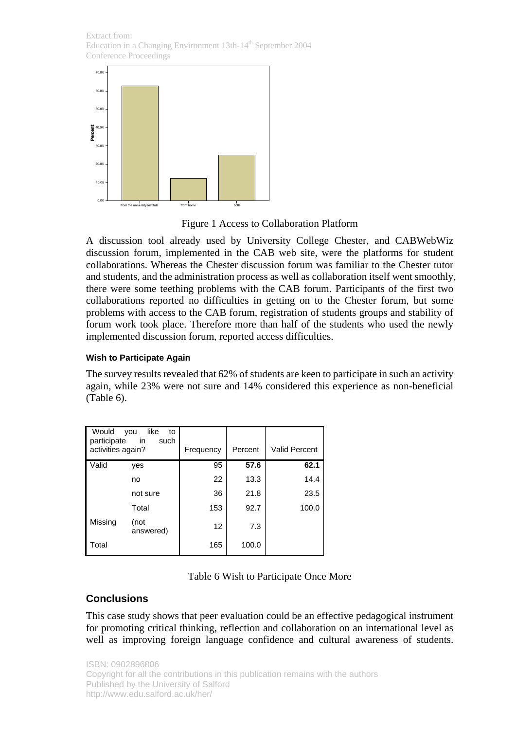70.0%
60.0%
50.0%
40.0%
30.0%
20.0%
10.0%
0.0%
Percent
from the university/institute
from home
both

Figure 1 Access to Collaboration Platform

A discussion tool already used by University College Chester, and CABWebWiz discussion forum, implemented in the CAB web site, were the platforms for student collaborations. Whereas the Chester discussion forum was familiar to the Chester tutor and students, and the administration process as well as collaboration itself went smoothly, there were some teething problems with the CAB forum. Participants of the first two collaborations reported no difficulties in getting on to the Chester forum, but some problems with access to the CAB forum, registration of students groups and stability of forum work took place. Therefore more than half of the students who used the newly implemented discussion forum, reported access difficulties.

#### Wish to Participate Again

The survey results revealed that 62% of students are keen to participate in such an activity again, while 23% were not sure and 14% considered this experience as non-beneficial (Table 6).

| Would you like to participate in such activities again? | | Frequency | Percent | Valid Percent |
|---|---|---|---|---|
| Valid | yes | 95 | **57.6** | **62.1** |
| | no | 22 | 13.3 | 14.4 |
| | not sure | 36 | 21.8 | 23.5 |
| | Total | 153 | 92.7 | 100.0 |
| Missing | (not answered) | 12 | 7.3 | |
| Total | | 165 | 100.0 | |

Table 6 Wish to Participate Once More

## Conclusions

This case study shows that peer evaluation could be an effective pedagogical instrument for promoting critical thinking, reflection and collaboration on an international level as well as improving foreign language confidence and cultural awareness of students.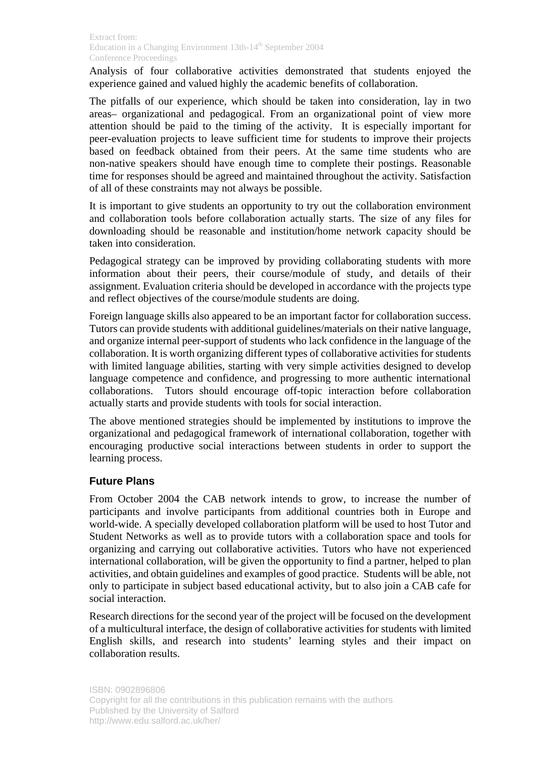Analysis of four collaborative activities demonstrated that students enjoyed the experience gained and valued highly the academic benefits of collaboration.

The pitfalls of our experience, which should be taken into consideration, lay in two areas– organizational and pedagogical. From an organizational point of view more attention should be paid to the timing of the activity. It is especially important for peer-evaluation projects to leave sufficient time for students to improve their projects based on feedback obtained from their peers. At the same time students who are non-native speakers should have enough time to complete their postings. Reasonable time for responses should be agreed and maintained throughout the activity. Satisfaction of all of these constraints may not always be possible.

It is important to give students an opportunity to try out the collaboration environment and collaboration tools before collaboration actually starts. The size of any files for downloading should be reasonable and institution/home network capacity should be taken into consideration.

Pedagogical strategy can be improved by providing collaborating students with more information about their peers, their course/module of study, and details of their assignment. Evaluation criteria should be developed in accordance with the projects type and reflect objectives of the course/module students are doing.

Foreign language skills also appeared to be an important factor for collaboration success. Tutors can provide students with additional guidelines/materials on their native language, and organize internal peer-support of students who lack confidence in the language of the collaboration. It is worth organizing different types of collaborative activities for students with limited language abilities, starting with very simple activities designed to develop language competence and confidence, and progressing to more authentic international collaborations. Tutors should encourage off-topic interaction before collaboration actually starts and provide students with tools for social interaction.

The above mentioned strategies should be implemented by institutions to improve the organizational and pedagogical framework of international collaboration, together with encouraging productive social interactions between students in order to support the learning process.

## Future Plans

From October 2004 the CAB network intends to grow, to increase the number of participants and involve participants from additional countries both in Europe and world-wide. A specially developed collaboration platform will be used to host Tutor and Student Networks as well as to provide tutors with a collaboration space and tools for organizing and carrying out collaborative activities. Tutors who have not experienced international collaboration, will be given the opportunity to find a partner, helped to plan activities, and obtain guidelines and examples of good practice. Students will be able, not only to participate in subject based educational activity, but to also join a CAB cafe for social interaction.

Research directions for the second year of the project will be focused on the development of a multicultural interface, the design of collaborative activities for students with limited English skills, and research into students' learning styles and their impact on collaboration results.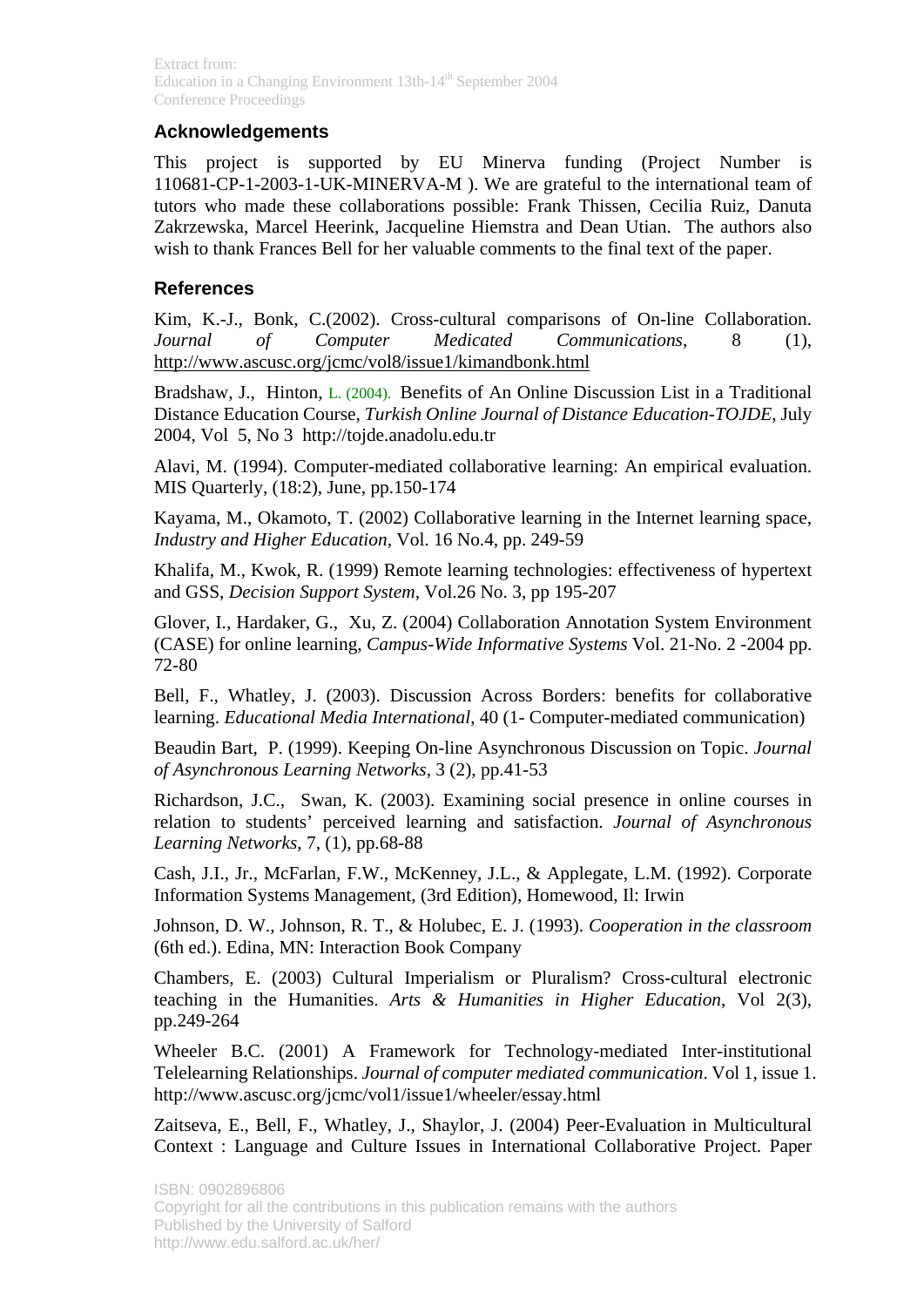## Acknowledgements

This project is supported by EU Minerva funding (Project Number is 110681-CP-1-2003-1-UK-MINERVA-M ). We are grateful to the international team of tutors who made these collaborations possible: Frank Thissen, Cecilia Ruiz, Danuta Zakrzewska, Marcel Heerink, Jacqueline Hiemstra and Dean Utian. The authors also wish to thank Frances Bell for her valuable comments to the final text of the paper.

## References

Kim, K.-J., Bonk, C.(2002). Cross-cultural comparisons of On-line Collaboration. *Journal of Computer Medicated Communications*, 8 (1), http://www.ascusc.org/jcmc/vol8/issue1/kimandbonk.html

Bradshaw, J., Hinton, L. (2004). Benefits of An Online Discussion List in a Traditional Distance Education Course, *Turkish Online Journal of Distance Education-TOJDE*, July 2004, Vol 5, No 3 http://tojde.anadolu.edu.tr

Alavi, M. (1994). Computer-mediated collaborative learning: An empirical evaluation. MIS Quarterly, (18:2), June, pp.150-174

Kayama, M., Okamoto, T. (2002) Collaborative learning in the Internet learning space, *Industry and Higher Education*, Vol. 16 No.4, pp. 249-59

Khalifa, M., Kwok, R. (1999) Remote learning technologies: effectiveness of hypertext and GSS, *Decision Support System*, Vol.26 No. 3, pp 195-207

Glover, I., Hardaker, G., Xu, Z. (2004) Collaboration Annotation System Environment (CASE) for online learning, *Campus-Wide Informative Systems* Vol. 21-No. 2 -2004 pp. 72-80

Bell, F., Whatley, J. (2003). Discussion Across Borders: benefits for collaborative learning. *Educational Media International*, 40 (1- Computer-mediated communication)

Beaudin Bart, P. (1999). Keeping On-line Asynchronous Discussion on Topic. *Journal of Asynchronous Learning Networks*, 3 (2), pp.41-53

Richardson, J.C., Swan, K. (2003). Examining social presence in online courses in relation to students' perceived learning and satisfaction. *Journal of Asynchronous Learning Networks*, 7, (1), pp.68-88

Cash, J.I., Jr., McFarlan, F.W., McKenney, J.L., & Applegate, L.M. (1992). Corporate Information Systems Management, (3rd Edition), Homewood, Il: Irwin

Johnson, D. W., Johnson, R. T., & Holubec, E. J. (1993). *Cooperation in the classroom* (6th ed.). Edina, MN: Interaction Book Company

Chambers, E. (2003) Cultural Imperialism or Pluralism? Cross-cultural electronic teaching in the Humanities. *Arts & Humanities in Higher Education*, Vol 2(3), pp.249-264

Wheeler B.C. (2001) A Framework for Technology-mediated Inter-institutional Telelearning Relationships. *Journal of computer mediated communication*. Vol 1, issue 1. http://www.ascusc.org/jcmc/vol1/issue1/wheeler/essay.html

Zaitseva, E., Bell, F., Whatley, J., Shaylor, J. (2004) Peer-Evaluation in Multicultural Context : Language and Culture Issues in International Collaborative Project. Paper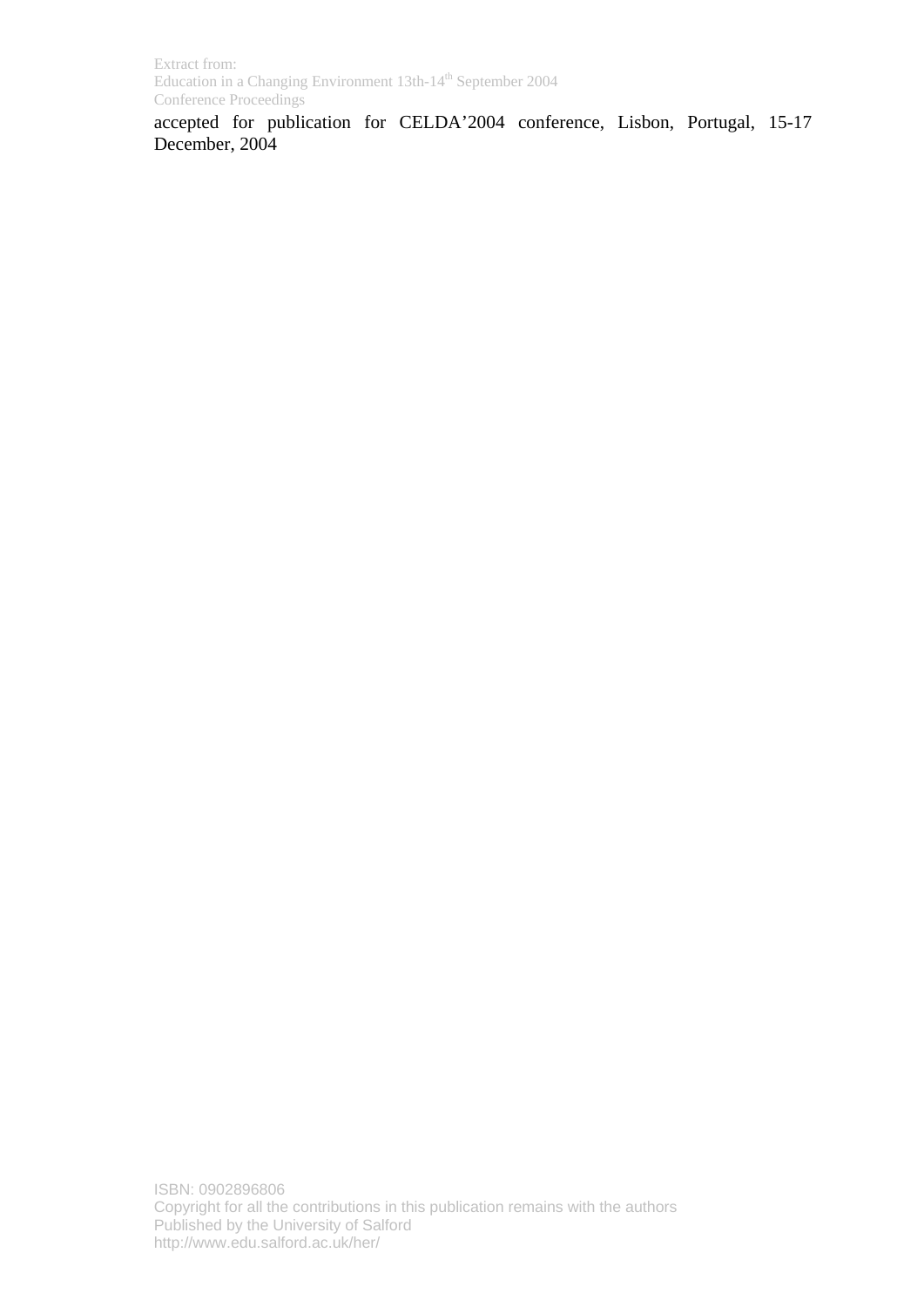accepted for publication for CELDA'2004 conference, Lisbon, Portugal, 15-17 December, 2004